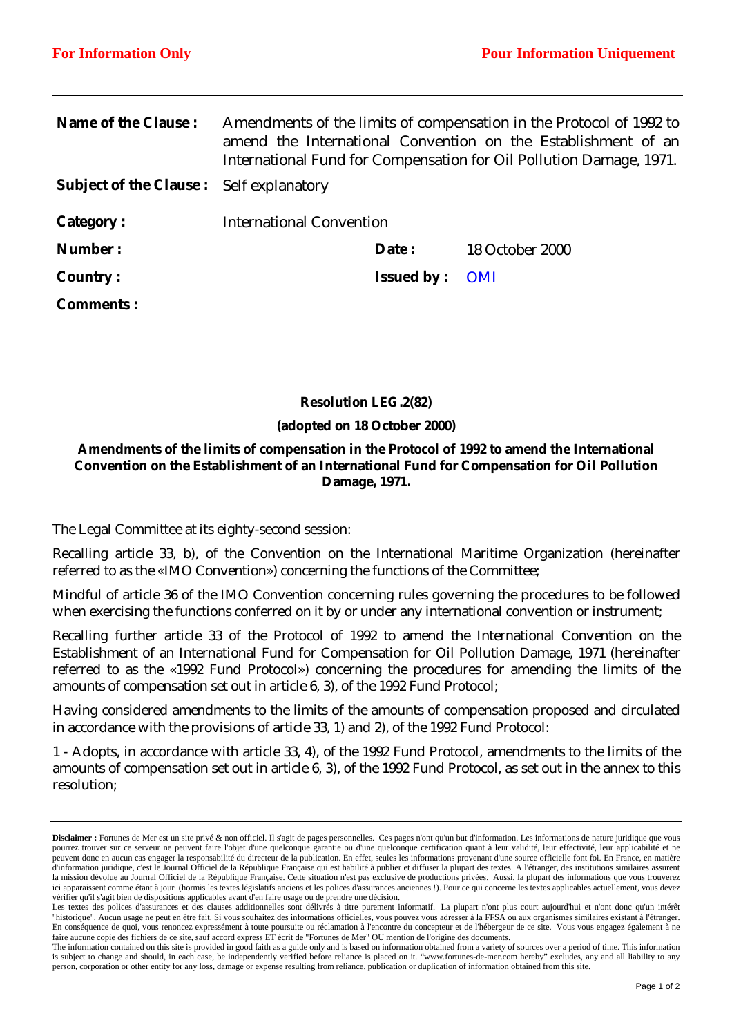**For Information Only** | **Pour Information Uniquement**

| | | | |
|---|---|---|---|
| **Name of the Clause :** | Amendments of the limits of compensation in the Protocol of 1992 to amend the International Convention on the Establishment of an International Fund for Compensation for Oil Pollution Damage, 1971. | | |
| **Subject of the Clause :** | Self explanatory | | |
| **Category :** | International Convention | | |
| **Number :** | | **Date :** | 18 October 2000 |
| **Country :** | | **Issued by :** | OMI |
| **Comments :** | | | |

---

**Resolution LEG.2(82)**

**(adopted on 18 October 2000)**

**Amendments of the limits of compensation in the Protocol of 1992 to amend the International Convention on the Establishment of an International Fund for Compensation for Oil Pollution Damage, 1971.**

The Legal Committee at its eighty-second session:

Recalling article 33, b), of the Convention on the International Maritime Organization (hereinafter referred to as the «IMO Convention») concerning the functions of the Committee;

Mindful of article 36 of the IMO Convention concerning rules governing the procedures to be followed when exercising the functions conferred on it by or under any international convention or instrument;

Recalling further article 33 of the Protocol of 1992 to amend the International Convention on the Establishment of an International Fund for Compensation for Oil Pollution Damage, 1971 (hereinafter referred to as the «1992 Fund Protocol») concerning the procedures for amending the limits of the amounts of compensation set out in article 6, 3), of the 1992 Fund Protocol;

Having considered amendments to the limits of the amounts of compensation proposed and circulated in accordance with the provisions of article 33, 1) and 2), of the 1992 Fund Protocol:

1 - Adopts, in accordance with article 33, 4), of the 1992 Fund Protocol, amendments to the limits of the amounts of compensation set out in article 6, 3), of the 1992 Fund Protocol, as set out in the annex to this resolution;

---

**Disclaimer :** Fortunes de Mer est un site privé & non officiel. Il s'agit de pages personnelles. Ces pages n'ont qu'un but d'information. Les informations de nature juridique que vous pourrez trouver sur ce serveur ne peuvent faire l'objet d'une quelconque garantie ou d'une quelconque certification quant à leur validité, leur effectivité, leur applicabilité et ne peuvent donc en aucun cas engager la responsabilité du directeur de la publication. En effet, seules les informations provenant d'une source officielle font foi. En France, en matière d'information juridique, c'est le Journal Officiel de la République Française qui est habilité à publier et diffuser la plupart des textes. A l'étranger, des institutions similaires assurent la mission dévolue au Journal Officiel de la République Française. Cette situation n'est pas exclusive de productions privées. Aussi, la plupart des informations que vous trouverez ici apparaissent comme étant à jour (hormis les textes législatifs anciens et les polices d'assurances anciennes !). Pour ce qui concerne les textes applicables actuellement, vous devez vérifier qu'il s'agit bien de dispositions applicables avant d'en faire usage ou de prendre une décision.
Les textes des polices d'assurances et des clauses additionnelles sont délivrés à titre purement informatif. La plupart n'ont plus court aujourd'hui et n'ont donc qu'un intérêt "historique". Aucun usage ne peut en être fait. Si vous souhaitez des informations officielles, vous pouvez vous adresser à la FFSA ou aux organismes similaires existant à l'étranger. En conséquence de quoi, vous renoncez expressément à toute poursuite ou réclamation à l'encontre du concepteur et de l'hébergeur de ce site. Vous vous engagez également à ne faire aucune copie des fichiers de ce site, sauf accord express ET écrit de "Fortunes de Mer" OU mention de l'origine des documents.
The information contained on this site is provided in good faith as a guide only and is based on information obtained from a variety of sources over a period of time. This information is subject to change and should, in each case, be independently verified before reliance is placed on it. "www.fortunes-de-mer.com hereby" excludes, any and all liability to any person, corporation or other entity for any loss, damage or expense resulting from reliance, publication or duplication of information obtained from this site.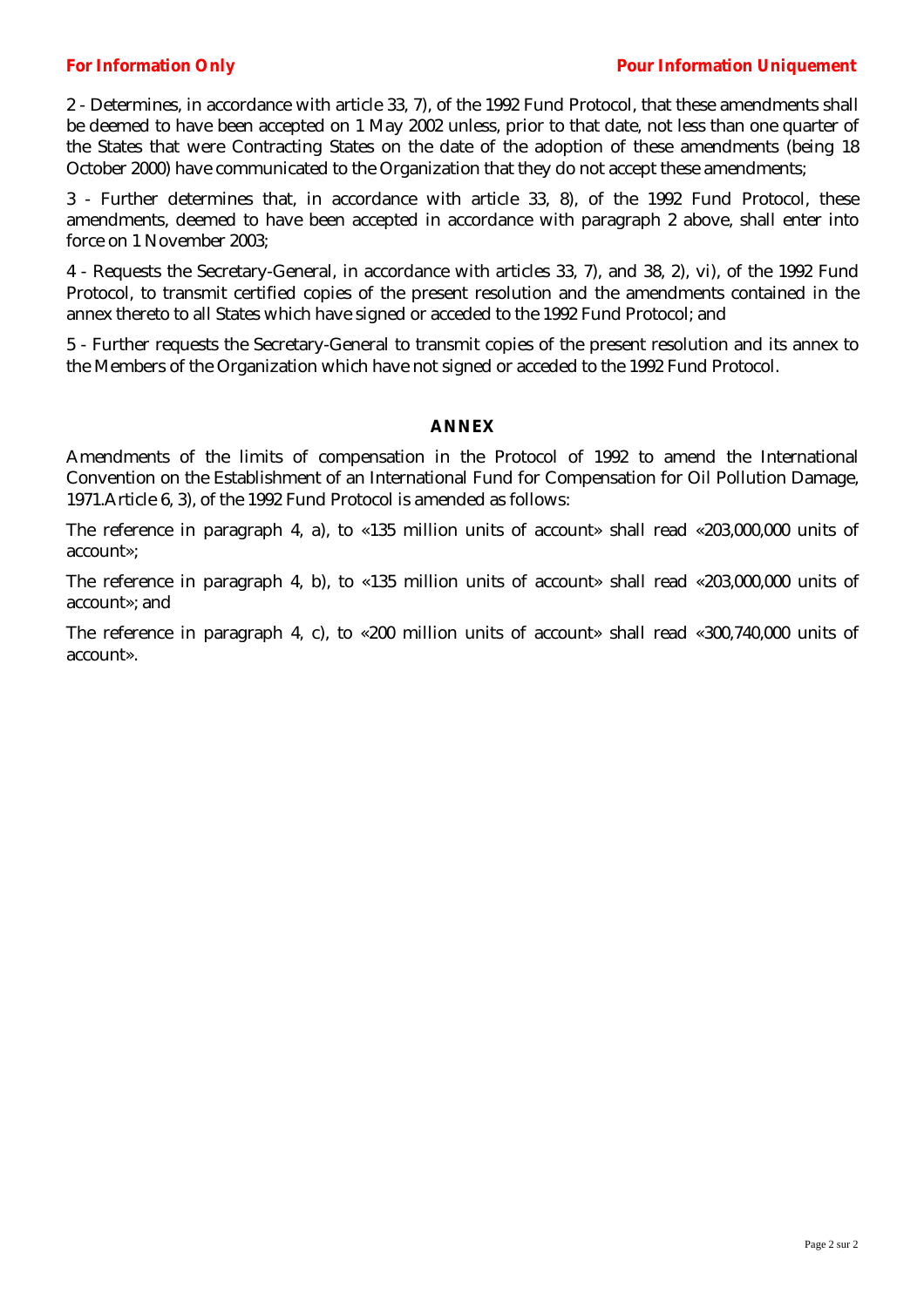2 - Determines, in accordance with article 33, 7), of the 1992 Fund Protocol, that these amendments shall be deemed to have been accepted on 1 May 2002 unless, prior to that date, not less than one quarter of the States that were Contracting States on the date of the adoption of these amendments (being 18 October 2000) have communicated to the Organization that they do not accept these amendments;

3 - Further determines that, in accordance with article 33, 8), of the 1992 Fund Protocol, these amendments, deemed to have been accepted in accordance with paragraph 2 above, shall enter into force on 1 November 2003;

4 - Requests the Secretary-General, in accordance with articles 33, 7), and 38, 2), vi), of the 1992 Fund Protocol, to transmit certified copies of the present resolution and the amendments contained in the annex thereto to all States which have signed or acceded to the 1992 Fund Protocol; and

5 - Further requests the Secretary-General to transmit copies of the present resolution and its annex to the Members of the Organization which have not signed or acceded to the 1992 Fund Protocol.

**ANNEX**

Amendments of the limits of compensation in the Protocol of 1992 to amend the International Convention on the Establishment of an International Fund for Compensation for Oil Pollution Damage, 1971.Article 6, 3), of the 1992 Fund Protocol is amended as follows:

The reference in paragraph 4, a), to «135 million units of account» shall read «203,000,000 units of account»;

The reference in paragraph 4, b), to «135 million units of account» shall read «203,000,000 units of account»; and

The reference in paragraph 4, c), to «200 million units of account» shall read «300,740,000 units of account».